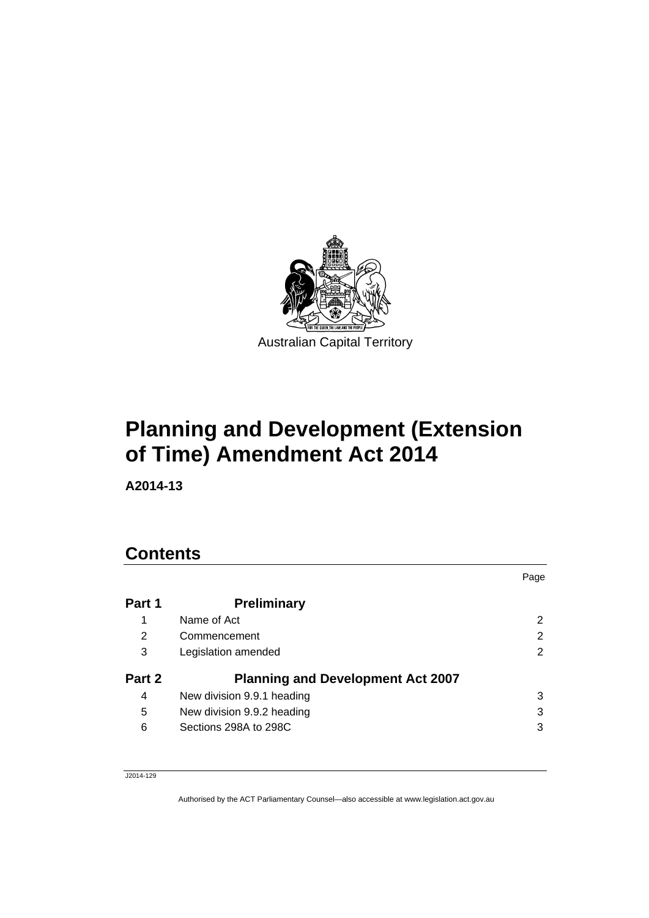Australian Capital Territory

# Planning and Development (Extension of Time) Amendment Act 2014

**A2014-13**

## Contents

| | | Page |
|---|---|---|
| **Part 1** | **Preliminary** | |
| 1 | Name of Act | 2 |
| 2 | Commencement | 2 |
| 3 | Legislation amended | 2 |
| **Part 2** | **Planning and Development Act 2007** | |
| 4 | New division 9.9.1 heading | 3 |
| 5 | New division 9.9.2 heading | 3 |
| 6 | Sections 298A to 298C | 3 |

J2014-129

Authorised by the ACT Parliamentary Counsel—also accessible at www.legislation.act.gov.au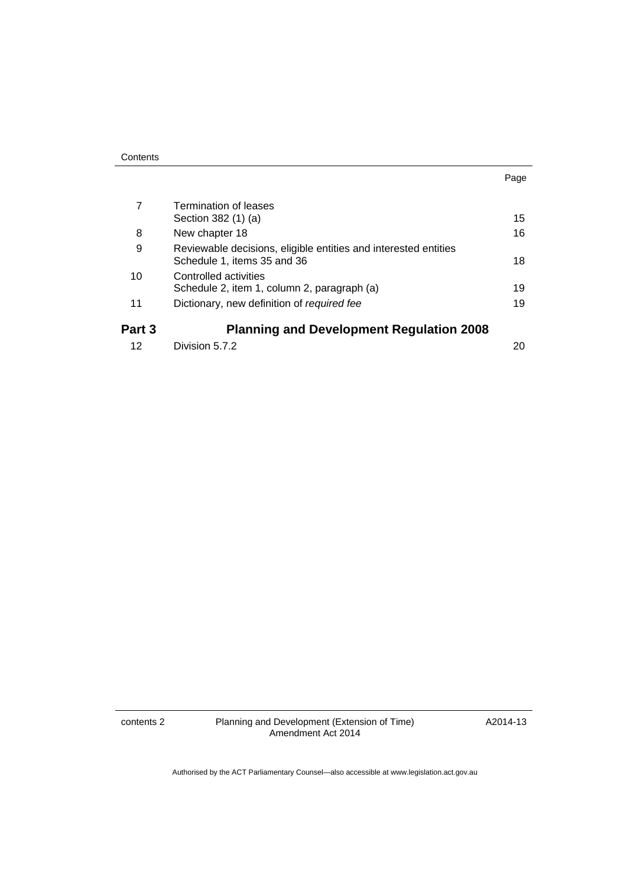| | | Page |
|---|---|---|
| 7 | Termination of leases<br>Section 382 (1) (a) | 15 |
| 8 | New chapter 18 | 16 |
| 9 | Reviewable decisions, eligible entities and interested entities<br>Schedule 1, items 35 and 36 | 18 |
| 10 | Controlled activities<br>Schedule 2, item 1, column 2, paragraph (a) | 19 |
| 11 | Dictionary, new definition of *required fee* | 19 |

## Part 3 Planning and Development Regulation 2008

| | | |
|---|---|---|
| 12 | Division 5.7.2 | 20 |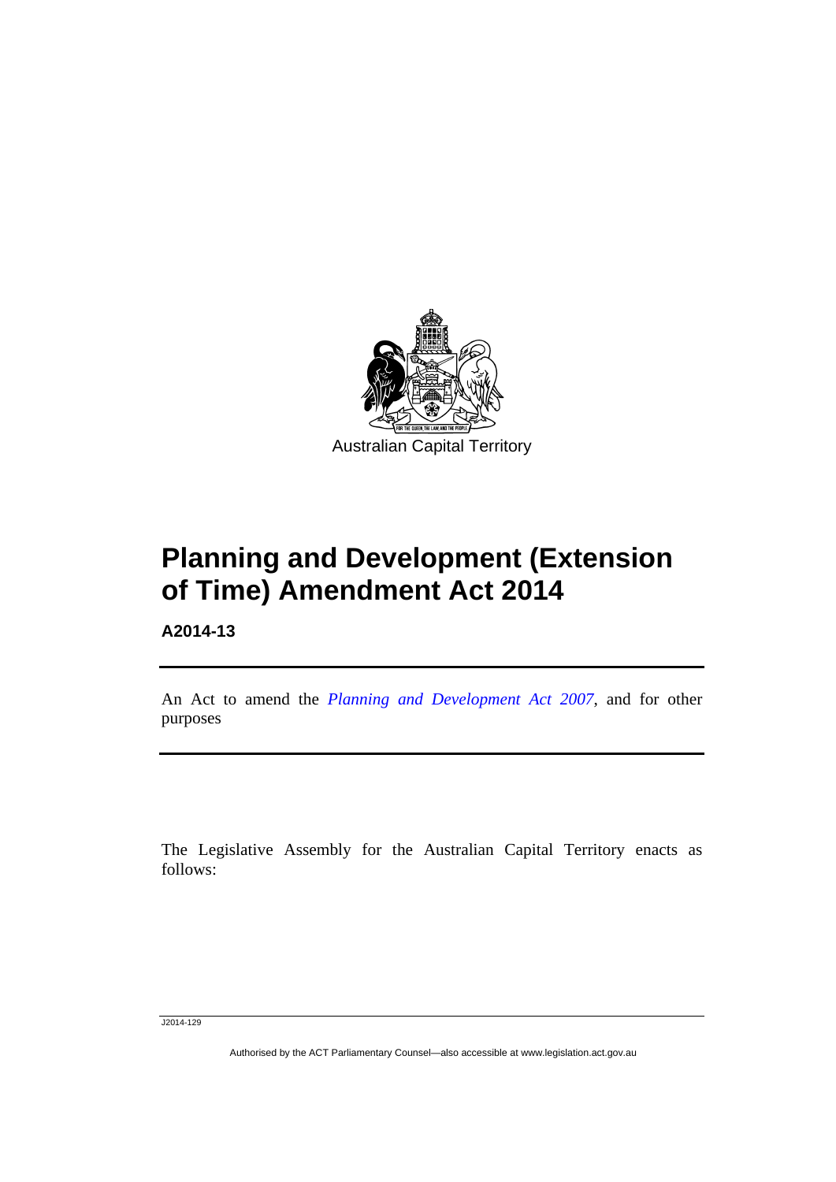Australian Capital Territory

# Planning and Development (Extension of Time) Amendment Act 2014

**A2014-13**

An Act to amend the *Planning and Development Act 2007*, and for other purposes

The Legislative Assembly for the Australian Capital Territory enacts as follows:

J2014-129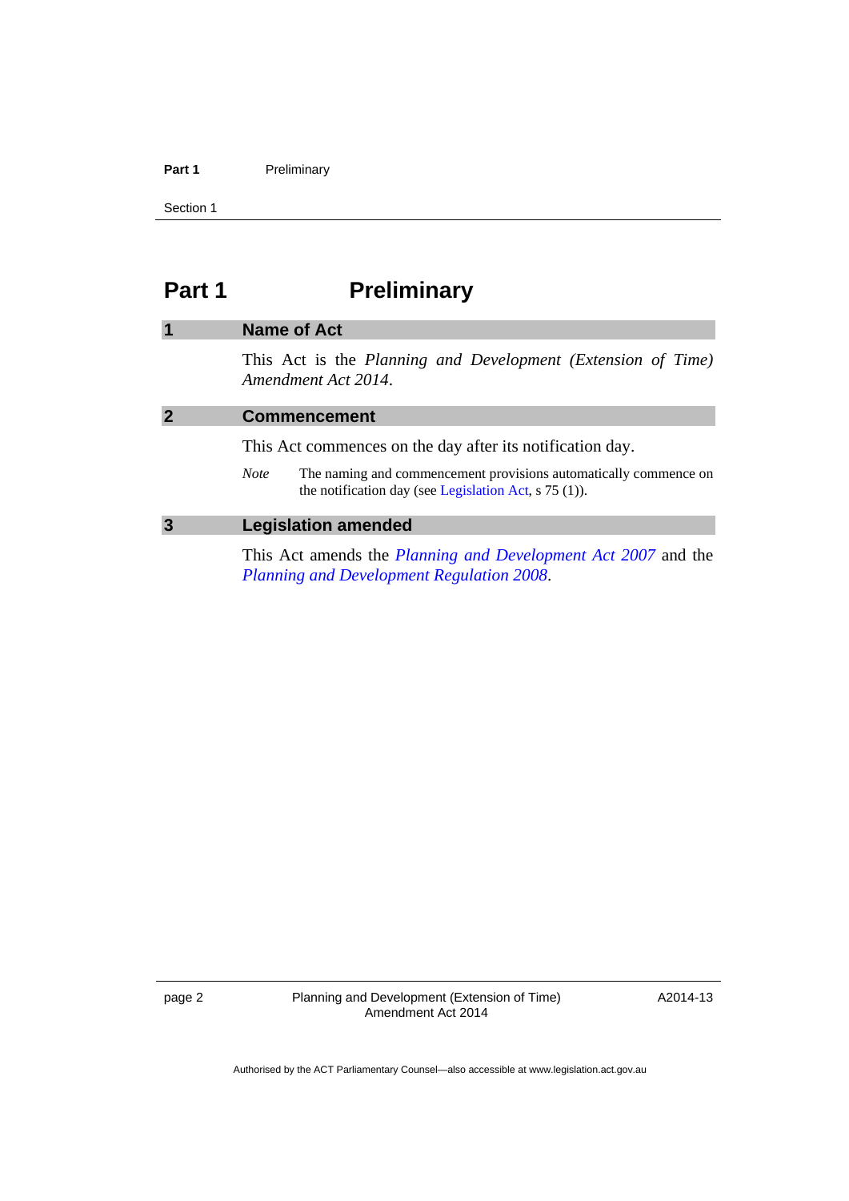# Part 1 Preliminary

## 1 Name of Act

This Act is the *Planning and Development (Extension of Time) Amendment Act 2014*.

## 2 Commencement

This Act commences on the day after its notification day.

*Note* The naming and commencement provisions automatically commence on the notification day (see Legislation Act, s 75 (1)).

## 3 Legislation amended

This Act amends the *Planning and Development Act 2007* and the *Planning and Development Regulation 2008*.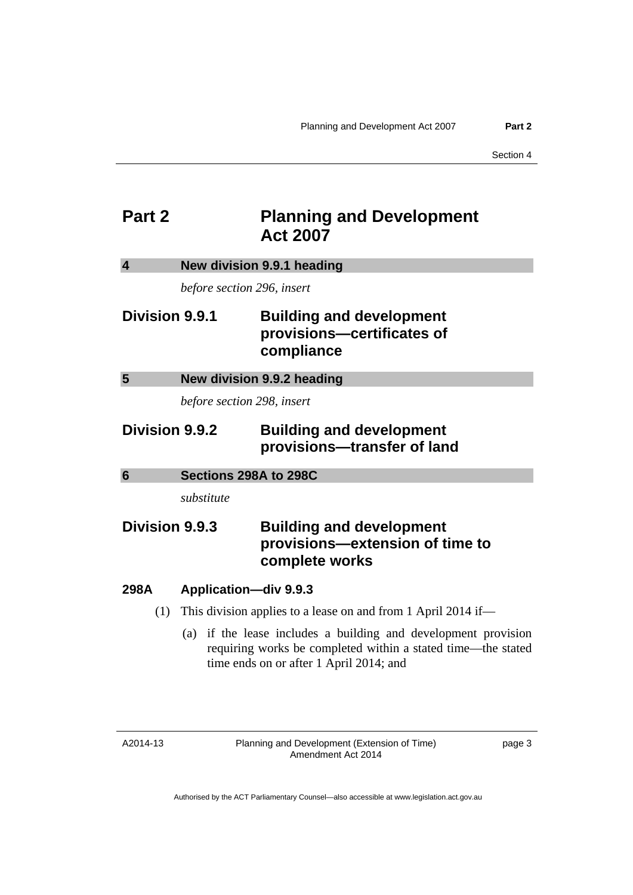# Part 2 Planning and Development Act 2007

## 4 New division 9.9.1 heading

*before section 296, insert*

## Division 9.9.1 Building and development provisions—certificates of compliance

## 5 New division 9.9.2 heading

*before section 298, insert*

## Division 9.9.2 Building and development provisions—transfer of land

## 6 Sections 298A to 298C

*substitute*

## Division 9.9.3 Building and development provisions—extension of time to complete works

### 298A Application—div 9.9.3

(1) This division applies to a lease on and from 1 April 2014 if—

(a) if the lease includes a building and development provision requiring works be completed within a stated time—the stated time ends on or after 1 April 2014; and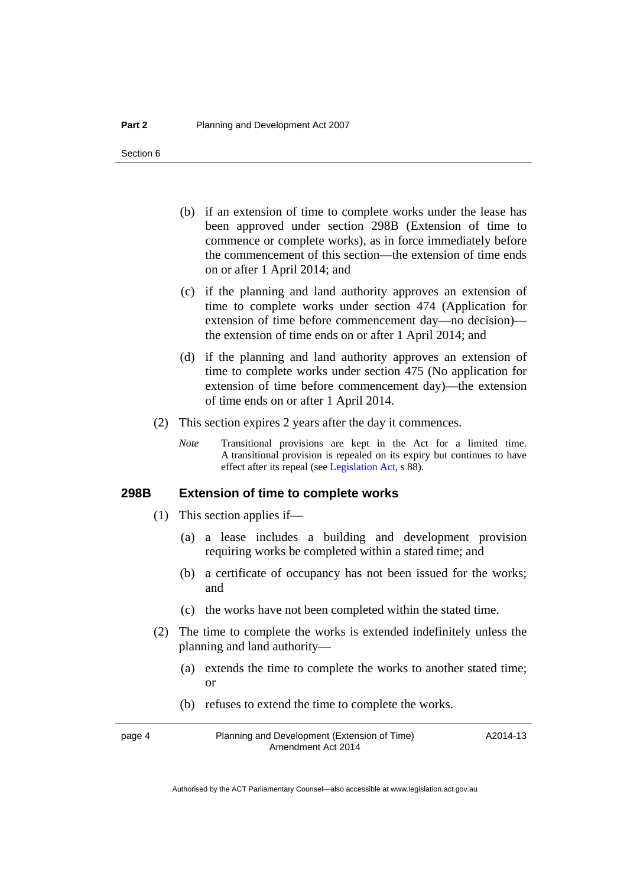(b) if an extension of time to complete works under the lease has been approved under section 298B (Extension of time to commence or complete works), as in force immediately before the commencement of this section—the extension of time ends on or after 1 April 2014; and

(c) if the planning and land authority approves an extension of time to complete works under section 474 (Application for extension of time before commencement day—no decision)—the extension of time ends on or after 1 April 2014; and

(d) if the planning and land authority approves an extension of time to complete works under section 475 (No application for extension of time before commencement day)—the extension of time ends on or after 1 April 2014.

(2) This section expires 2 years after the day it commences.

*Note* Transitional provisions are kept in the Act for a limited time. A transitional provision is repealed on its expiry but continues to have effect after its repeal (see Legislation Act, s 88).

### 298B Extension of time to complete works

(1) This section applies if—

(a) a lease includes a building and development provision requiring works be completed within a stated time; and

(b) a certificate of occupancy has not been issued for the works; and

(c) the works have not been completed within the stated time.

(2) The time to complete the works is extended indefinitely unless the planning and land authority—

(a) extends the time to complete the works to another stated time; or

(b) refuses to extend the time to complete the works.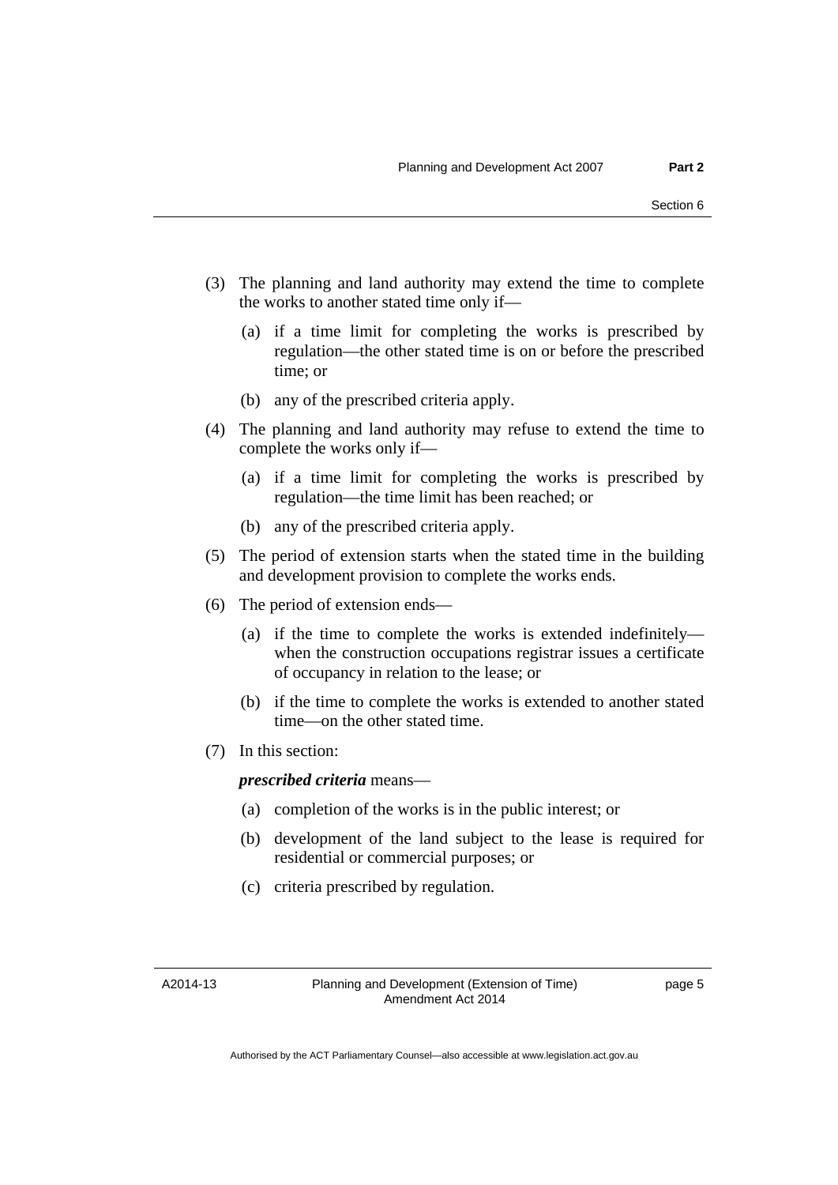(3) The planning and land authority may extend the time to complete the works to another stated time only if—

(a) if a time limit for completing the works is prescribed by regulation—the other stated time is on or before the prescribed time; or

(b) any of the prescribed criteria apply.

(4) The planning and land authority may refuse to extend the time to complete the works only if—

(a) if a time limit for completing the works is prescribed by regulation—the time limit has been reached; or

(b) any of the prescribed criteria apply.

(5) The period of extension starts when the stated time in the building and development provision to complete the works ends.

(6) The period of extension ends—

(a) if the time to complete the works is extended indefinitely—when the construction occupations registrar issues a certificate of occupancy in relation to the lease; or

(b) if the time to complete the works is extended to another stated time—on the other stated time.

(7) In this section:

***prescribed criteria*** means—

(a) completion of the works is in the public interest; or

(b) development of the land subject to the lease is required for residential or commercial purposes; or

(c) criteria prescribed by regulation.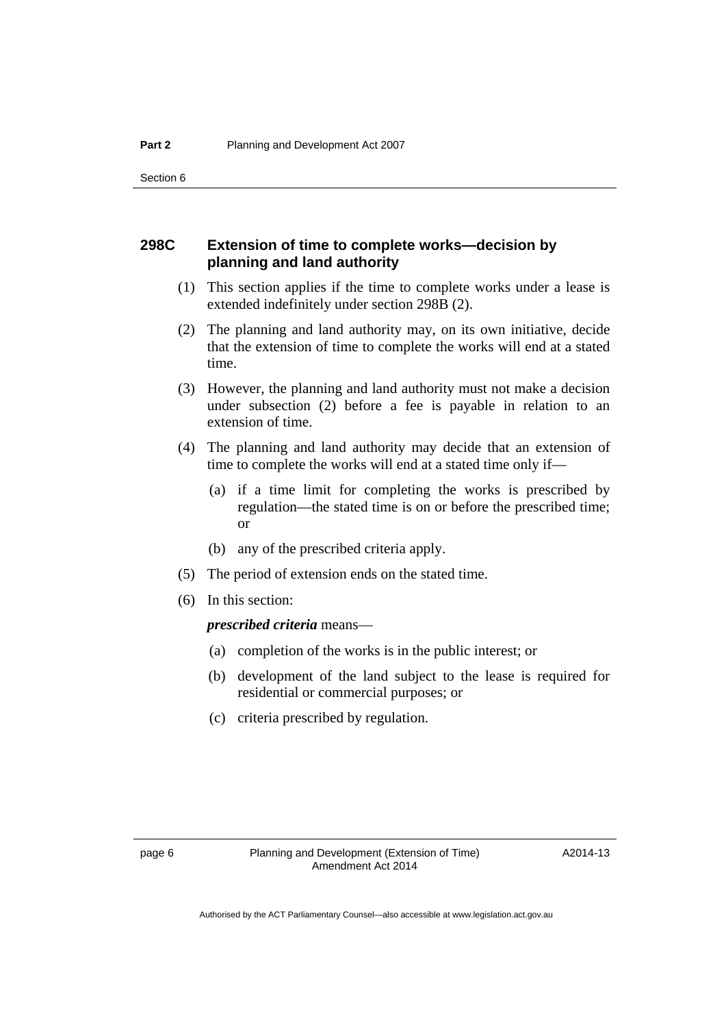### 298C Extension of time to complete works—decision by planning and land authority

(1) This section applies if the time to complete works under a lease is extended indefinitely under section 298B (2).

(2) The planning and land authority may, on its own initiative, decide that the extension of time to complete the works will end at a stated time.

(3) However, the planning and land authority must not make a decision under subsection (2) before a fee is payable in relation to an extension of time.

(4) The planning and land authority may decide that an extension of time to complete the works will end at a stated time only if—

(a) if a time limit for completing the works is prescribed by regulation—the stated time is on or before the prescribed time; or

(b) any of the prescribed criteria apply.

(5) The period of extension ends on the stated time.

(6) In this section:

***prescribed criteria*** means—

(a) completion of the works is in the public interest; or

(b) development of the land subject to the lease is required for residential or commercial purposes; or

(c) criteria prescribed by regulation.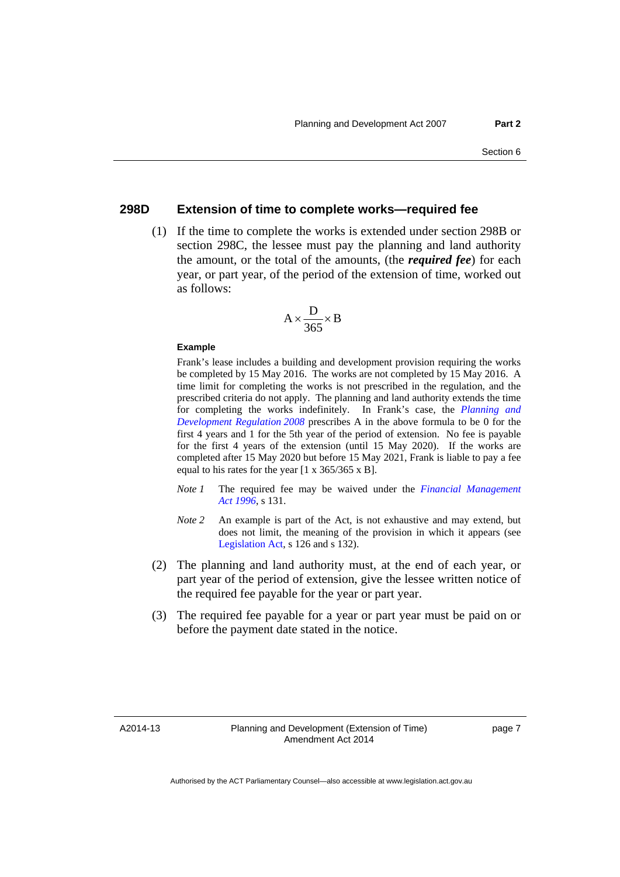### 298D Extension of time to complete works—required fee

(1) If the time to complete the works is extended under section 298B or section 298C, the lessee must pay the planning and land authority the amount, or the total of the amounts, (the ***required fee***) for each year, or part year, of the period of the extension of time, worked out as follows:

$$A \times \frac{D}{365} \times B$$

**Example**

Frank's lease includes a building and development provision requiring the works be completed by 15 May 2016. The works are not completed by 15 May 2016. A time limit for completing the works is not prescribed in the regulation, and the prescribed criteria do not apply. The planning and land authority extends the time for completing the works indefinitely. In Frank's case, the *Planning and Development Regulation 2008* prescribes A in the above formula to be 0 for the first 4 years and 1 for the 5th year of the period of extension. No fee is payable for the first 4 years of the extension (until 15 May 2020). If the works are completed after 15 May 2020 but before 15 May 2021, Frank is liable to pay a fee equal to his rates for the year [1 x 365/365 x B].

*Note 1* The required fee may be waived under the *Financial Management Act 1996*, s 131.

*Note 2* An example is part of the Act, is not exhaustive and may extend, but does not limit, the meaning of the provision in which it appears (see Legislation Act, s 126 and s 132).

(2) The planning and land authority must, at the end of each year, or part year of the period of extension, give the lessee written notice of the required fee payable for the year or part year.

(3) The required fee payable for a year or part year must be paid on or before the payment date stated in the notice.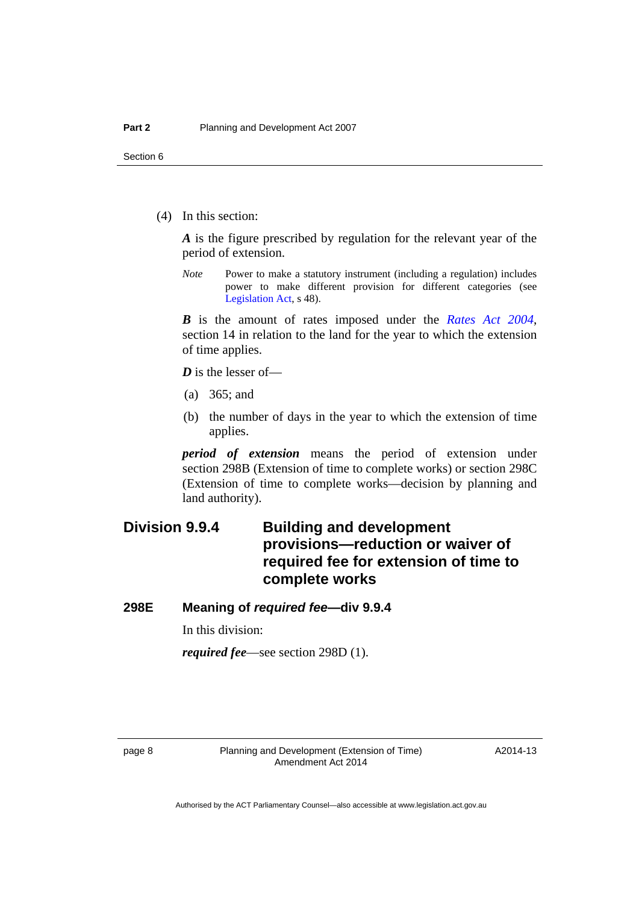(4) In this section:

***A*** is the figure prescribed by regulation for the relevant year of the period of extension.

*Note* Power to make a statutory instrument (including a regulation) includes power to make different provision for different categories (see Legislation Act, s 48).

***B*** is the amount of rates imposed under the *Rates Act 2004*, section 14 in relation to the land for the year to which the extension of time applies.

***D*** is the lesser of—

(a) 365; and

(b) the number of days in the year to which the extension of time applies.

***period of extension*** means the period of extension under section 298B (Extension of time to complete works) or section 298C (Extension of time to complete works—decision by planning and land authority).

## Division 9.9.4 Building and development provisions—reduction or waiver of required fee for extension of time to complete works

### 298E Meaning of *required fee*—div 9.9.4

In this division:

***required fee***—see section 298D (1).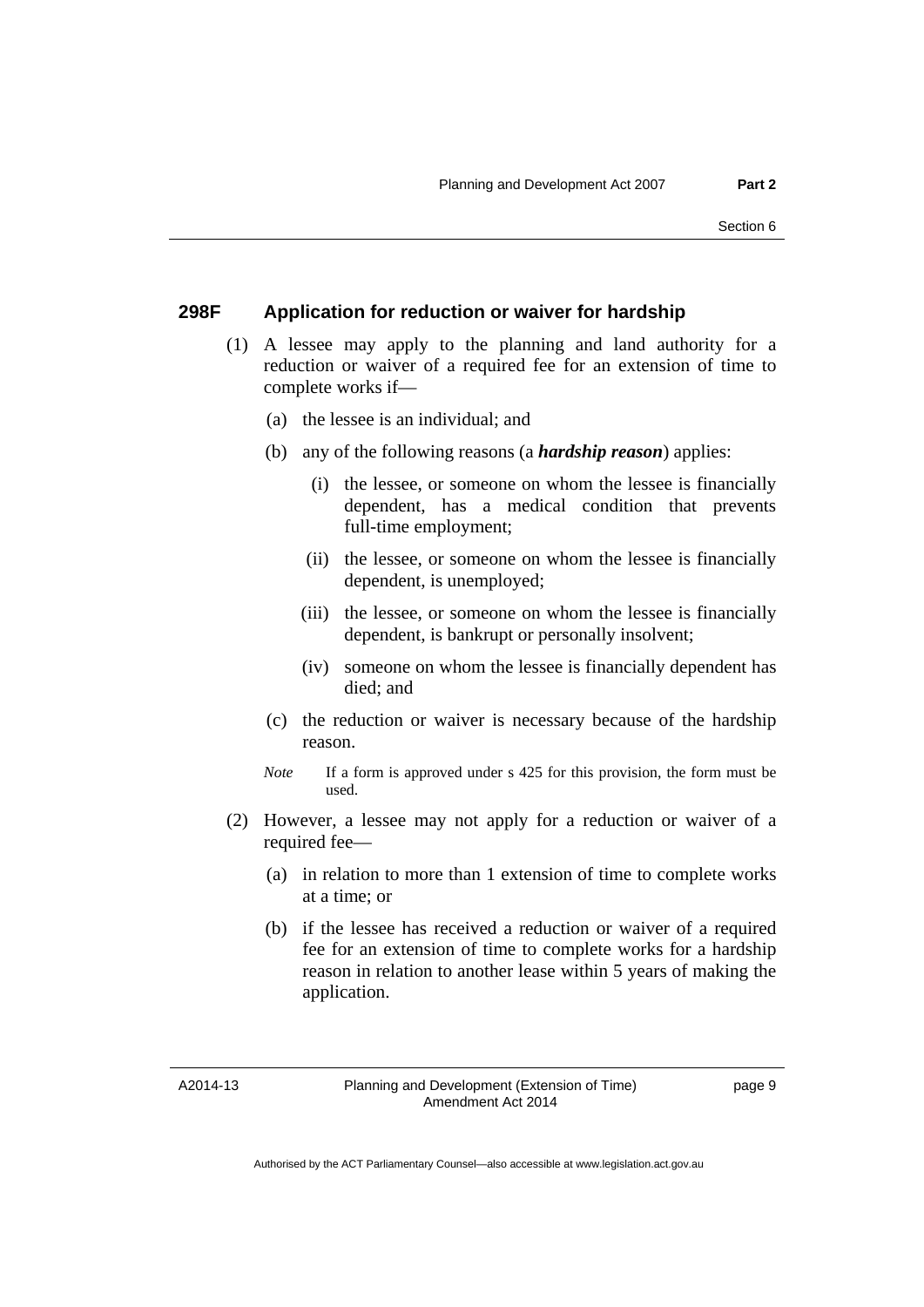### 298F Application for reduction or waiver for hardship

(1) A lessee may apply to the planning and land authority for a reduction or waiver of a required fee for an extension of time to complete works if—

(a) the lessee is an individual; and

(b) any of the following reasons (a ***hardship reason***) applies:

(i) the lessee, or someone on whom the lessee is financially dependent, has a medical condition that prevents full-time employment;

(ii) the lessee, or someone on whom the lessee is financially dependent, is unemployed;

(iii) the lessee, or someone on whom the lessee is financially dependent, is bankrupt or personally insolvent;

(iv) someone on whom the lessee is financially dependent has died; and

(c) the reduction or waiver is necessary because of the hardship reason.

*Note* If a form is approved under s 425 for this provision, the form must be used.

(2) However, a lessee may not apply for a reduction or waiver of a required fee—

(a) in relation to more than 1 extension of time to complete works at a time; or

(b) if the lessee has received a reduction or waiver of a required fee for an extension of time to complete works for a hardship reason in relation to another lease within 5 years of making the application.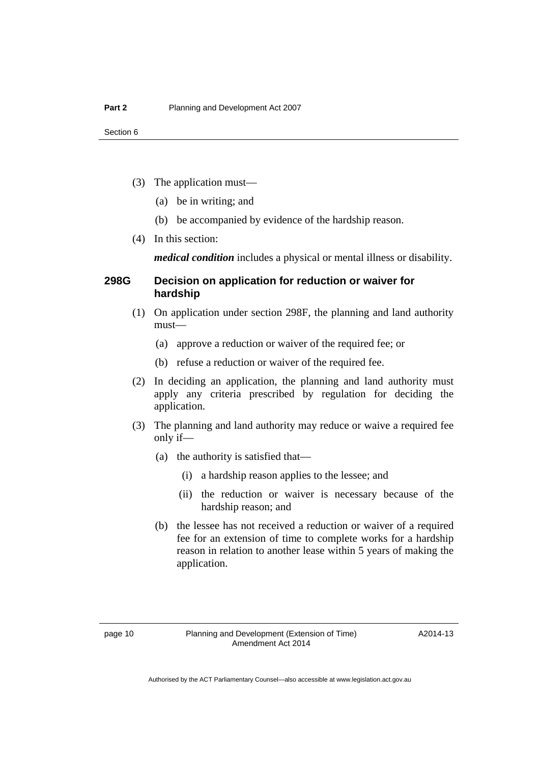(3) The application must—

(a) be in writing; and

(b) be accompanied by evidence of the hardship reason.

(4) In this section:

***medical condition*** includes a physical or mental illness or disability.

### 298G Decision on application for reduction or waiver for hardship

(1) On application under section 298F, the planning and land authority must—

(a) approve a reduction or waiver of the required fee; or

(b) refuse a reduction or waiver of the required fee.

(2) In deciding an application, the planning and land authority must apply any criteria prescribed by regulation for deciding the application.

(3) The planning and land authority may reduce or waive a required fee only if—

(a) the authority is satisfied that—

(i) a hardship reason applies to the lessee; and

(ii) the reduction or waiver is necessary because of the hardship reason; and

(b) the lessee has not received a reduction or waiver of a required fee for an extension of time to complete works for a hardship reason in relation to another lease within 5 years of making the application.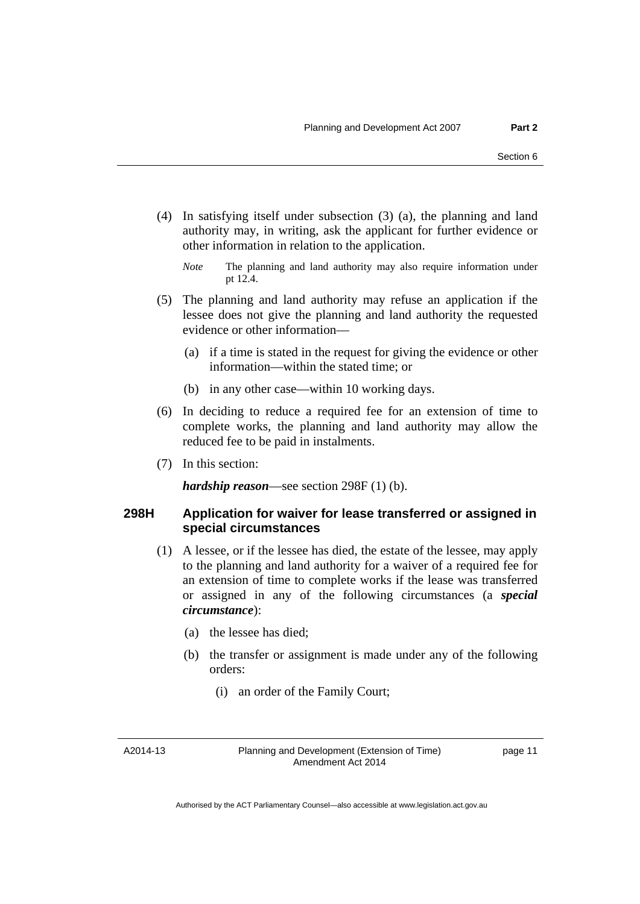(4) In satisfying itself under subsection (3) (a), the planning and land authority may, in writing, ask the applicant for further evidence or other information in relation to the application.

*Note* The planning and land authority may also require information under pt 12.4.

(5) The planning and land authority may refuse an application if the lessee does not give the planning and land authority the requested evidence or other information—

(a) if a time is stated in the request for giving the evidence or other information—within the stated time; or

(b) in any other case—within 10 working days.

(6) In deciding to reduce a required fee for an extension of time to complete works, the planning and land authority may allow the reduced fee to be paid in instalments.

(7) In this section:

***hardship reason***—see section 298F (1) (b).

### 298H Application for waiver for lease transferred or assigned in special circumstances

(1) A lessee, or if the lessee has died, the estate of the lessee, may apply to the planning and land authority for a waiver of a required fee for an extension of time to complete works if the lease was transferred or assigned in any of the following circumstances (a ***special circumstance***):

(a) the lessee has died;

(b) the transfer or assignment is made under any of the following orders:

(i) an order of the Family Court;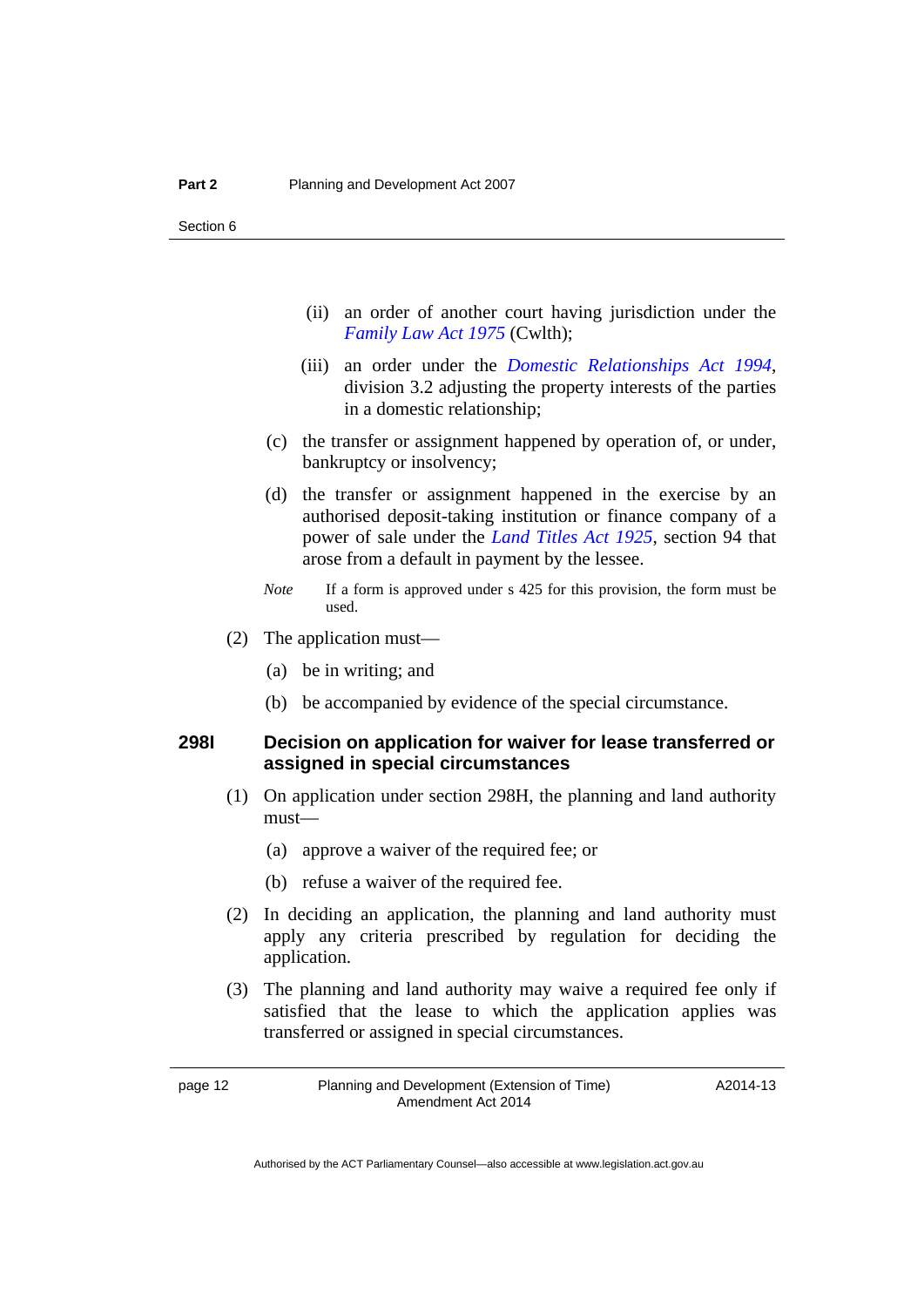(ii) an order of another court having jurisdiction under the *Family Law Act 1975* (Cwlth);

(iii) an order under the *Domestic Relationships Act 1994*, division 3.2 adjusting the property interests of the parties in a domestic relationship;

(c) the transfer or assignment happened by operation of, or under, bankruptcy or insolvency;

(d) the transfer or assignment happened in the exercise by an authorised deposit-taking institution or finance company of a power of sale under the *Land Titles Act 1925*, section 94 that arose from a default in payment by the lessee.

*Note* If a form is approved under s 425 for this provision, the form must be used.

(2) The application must—

(a) be in writing; and

(b) be accompanied by evidence of the special circumstance.

### 298I Decision on application for waiver for lease transferred or assigned in special circumstances

(1) On application under section 298H, the planning and land authority must—

(a) approve a waiver of the required fee; or

(b) refuse a waiver of the required fee.

(2) In deciding an application, the planning and land authority must apply any criteria prescribed by regulation for deciding the application.

(3) The planning and land authority may waive a required fee only if satisfied that the lease to which the application applies was transferred or assigned in special circumstances.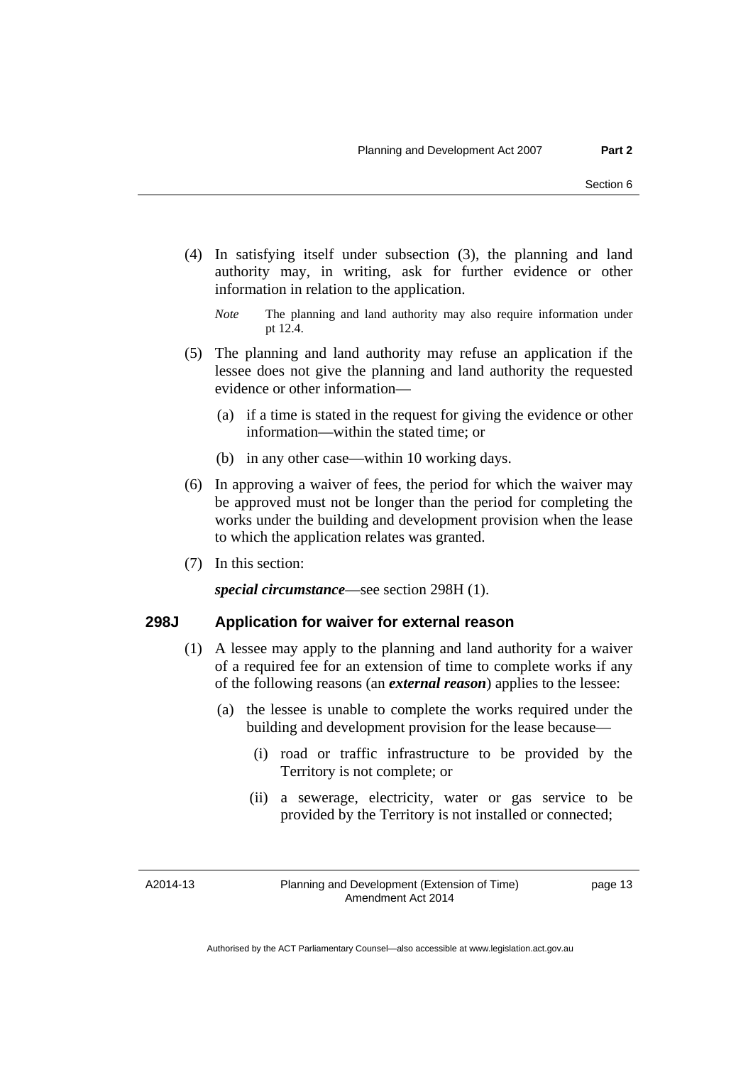(4) In satisfying itself under subsection (3), the planning and land authority may, in writing, ask for further evidence or other information in relation to the application.

*Note* The planning and land authority may also require information under pt 12.4.

(5) The planning and land authority may refuse an application if the lessee does not give the planning and land authority the requested evidence or other information—

(a) if a time is stated in the request for giving the evidence or other information—within the stated time; or

(b) in any other case—within 10 working days.

(6) In approving a waiver of fees, the period for which the waiver may be approved must not be longer than the period for completing the works under the building and development provision when the lease to which the application relates was granted.

(7) In this section:

***special circumstance***—see section 298H (1).

### 298J Application for waiver for external reason

(1) A lessee may apply to the planning and land authority for a waiver of a required fee for an extension of time to complete works if any of the following reasons (an ***external reason***) applies to the lessee:

(a) the lessee is unable to complete the works required under the building and development provision for the lease because—

(i) road or traffic infrastructure to be provided by the Territory is not complete; or

(ii) a sewerage, electricity, water or gas service to be provided by the Territory is not installed or connected;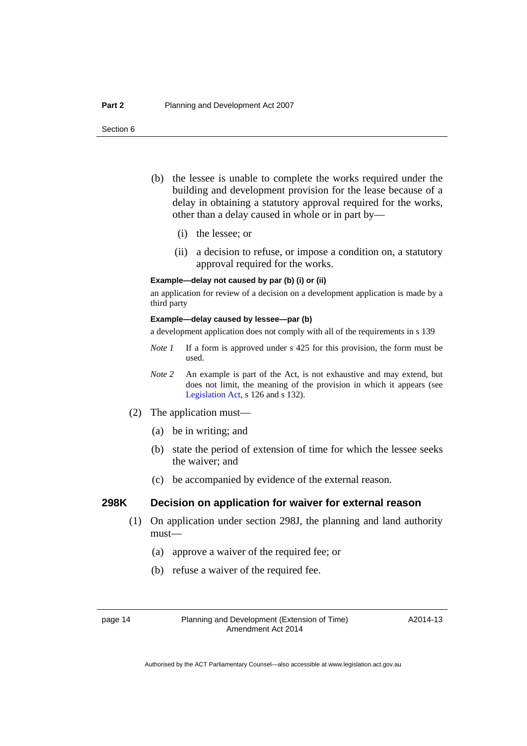(b) the lessee is unable to complete the works required under the building and development provision for the lease because of a delay in obtaining a statutory approval required for the works, other than a delay caused in whole or in part by—

   (i) the lessee; or

   (ii) a decision to refuse, or impose a condition on, a statutory approval required for the works.

**Example—delay not caused by par (b) (i) or (ii)**

an application for review of a decision on a development application is made by a third party

**Example—delay caused by lessee—par (b)**

a development application does not comply with all of the requirements in s 139

*Note 1* If a form is approved under s 425 for this provision, the form must be used.

*Note 2* An example is part of the Act, is not exhaustive and may extend, but does not limit, the meaning of the provision in which it appears (see Legislation Act, s 126 and s 132).

(2) The application must—

   (a) be in writing; and

   (b) state the period of extension of time for which the lessee seeks the waiver; and

   (c) be accompanied by evidence of the external reason.

### 298K Decision on application for waiver for external reason

(1) On application under section 298J, the planning and land authority must—

   (a) approve a waiver of the required fee; or

   (b) refuse a waiver of the required fee.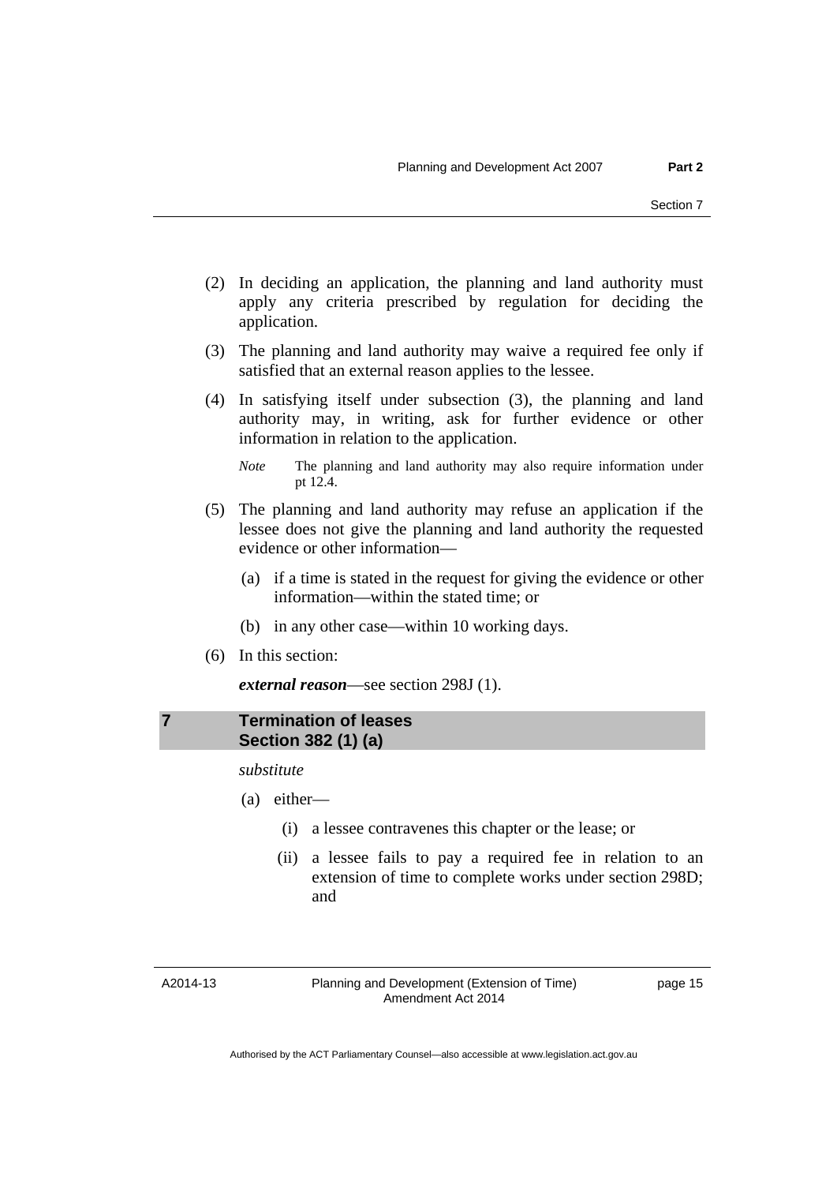(2) In deciding an application, the planning and land authority must apply any criteria prescribed by regulation for deciding the application.

(3) The planning and land authority may waive a required fee only if satisfied that an external reason applies to the lessee.

(4) In satisfying itself under subsection (3), the planning and land authority may, in writing, ask for further evidence or other information in relation to the application.

*Note* The planning and land authority may also require information under pt 12.4.

(5) The planning and land authority may refuse an application if the lessee does not give the planning and land authority the requested evidence or other information—

(a) if a time is stated in the request for giving the evidence or other information—within the stated time; or

(b) in any other case—within 10 working days.

(6) In this section:

***external reason***—see section 298J (1).

## 7 Termination of leases Section 382 (1) (a)

*substitute*

(a) either—

(i) a lessee contravenes this chapter or the lease; or

(ii) a lessee fails to pay a required fee in relation to an extension of time to complete works under section 298D; and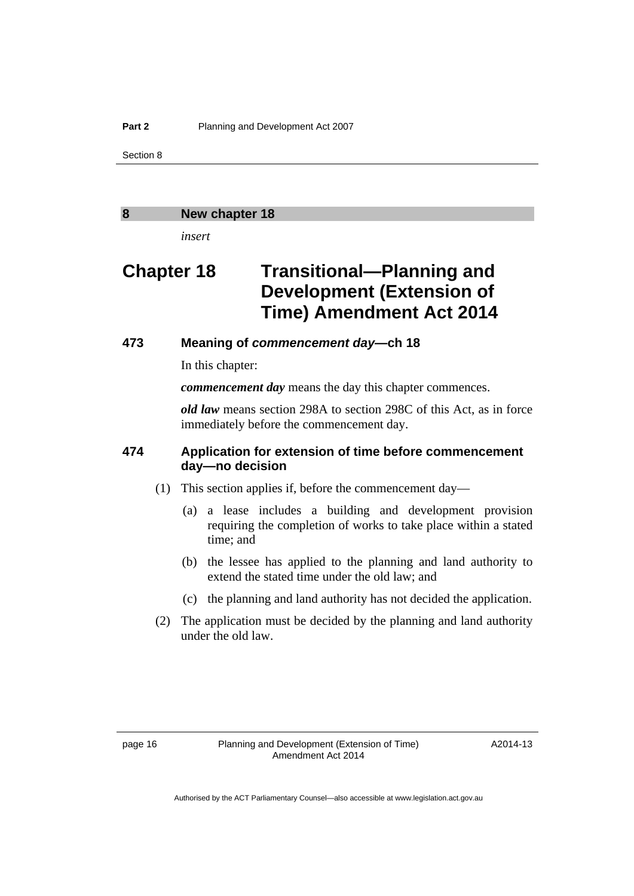## 8 New chapter 18

*insert*

# Chapter 18 Transitional—Planning and Development (Extension of Time) Amendment Act 2014

### 473 Meaning of *commencement day*—ch 18

In this chapter:

***commencement day*** means the day this chapter commences.

***old law*** means section 298A to section 298C of this Act, as in force immediately before the commencement day.

### 474 Application for extension of time before commencement day—no decision

(1) This section applies if, before the commencement day—

(a) a lease includes a building and development provision requiring the completion of works to take place within a stated time; and

(b) the lessee has applied to the planning and land authority to extend the stated time under the old law; and

(c) the planning and land authority has not decided the application.

(2) The application must be decided by the planning and land authority under the old law.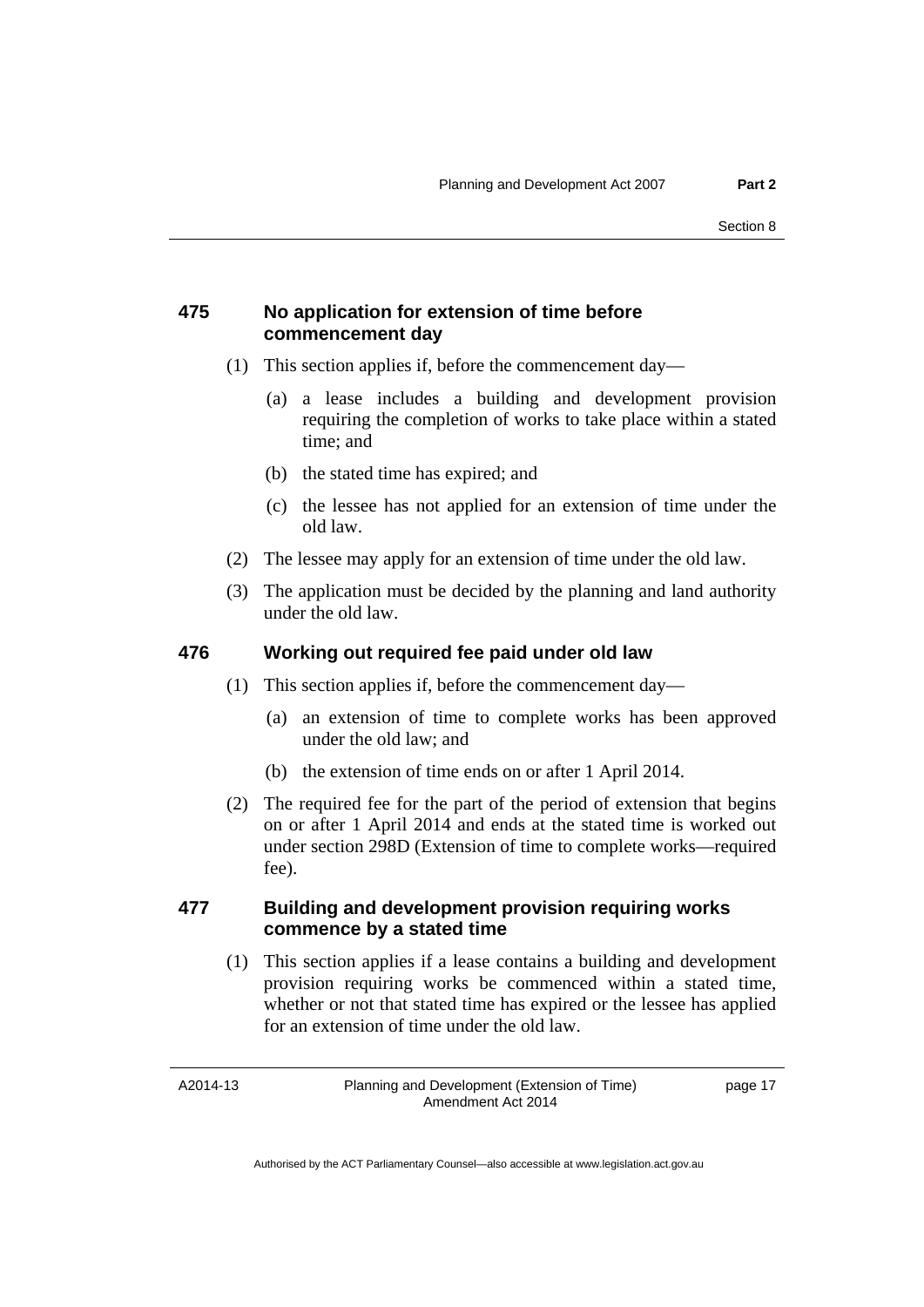### 475 No application for extension of time before commencement day

(1) This section applies if, before the commencement day—

(a) a lease includes a building and development provision requiring the completion of works to take place within a stated time; and

(b) the stated time has expired; and

(c) the lessee has not applied for an extension of time under the old law.

(2) The lessee may apply for an extension of time under the old law.

(3) The application must be decided by the planning and land authority under the old law.

### 476 Working out required fee paid under old law

(1) This section applies if, before the commencement day—

(a) an extension of time to complete works has been approved under the old law; and

(b) the extension of time ends on or after 1 April 2014.

(2) The required fee for the part of the period of extension that begins on or after 1 April 2014 and ends at the stated time is worked out under section 298D (Extension of time to complete works—required fee).

### 477 Building and development provision requiring works commence by a stated time

(1) This section applies if a lease contains a building and development provision requiring works be commenced within a stated time, whether or not that stated time has expired or the lessee has applied for an extension of time under the old law.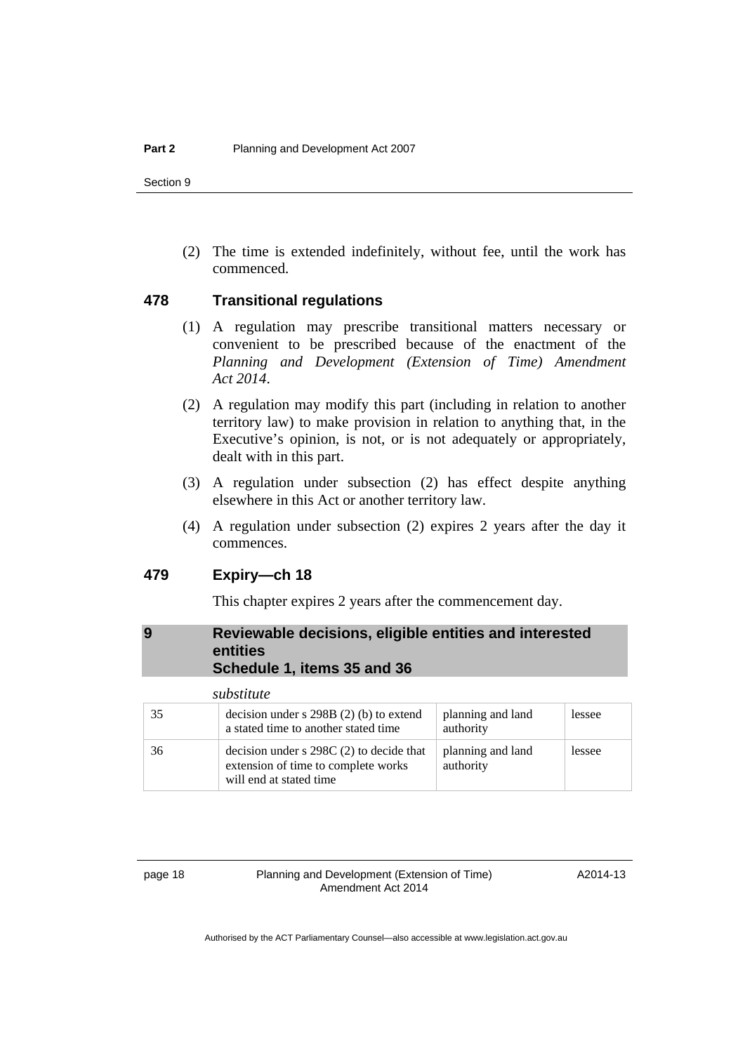(2) The time is extended indefinitely, without fee, until the work has commenced.

### 478 Transitional regulations

(1) A regulation may prescribe transitional matters necessary or convenient to be prescribed because of the enactment of the *Planning and Development (Extension of Time) Amendment Act 2014*.

(2) A regulation may modify this part (including in relation to another territory law) to make provision in relation to anything that, in the Executive's opinion, is not, or is not adequately or appropriately, dealt with in this part.

(3) A regulation under subsection (2) has effect despite anything elsewhere in this Act or another territory law.

(4) A regulation under subsection (2) expires 2 years after the day it commences.

### 479 Expiry—ch 18

This chapter expires 2 years after the commencement day.

## 9 Reviewable decisions, eligible entities and interested entities Schedule 1, items 35 and 36

*substitute*

| | | | |
|---|---|---|---|
| 35 | decision under s 298B (2) (b) to extend a stated time to another stated time | planning and land authority | lessee |
| 36 | decision under s 298C (2) to decide that extension of time to complete works will end at stated time | planning and land authority | lessee |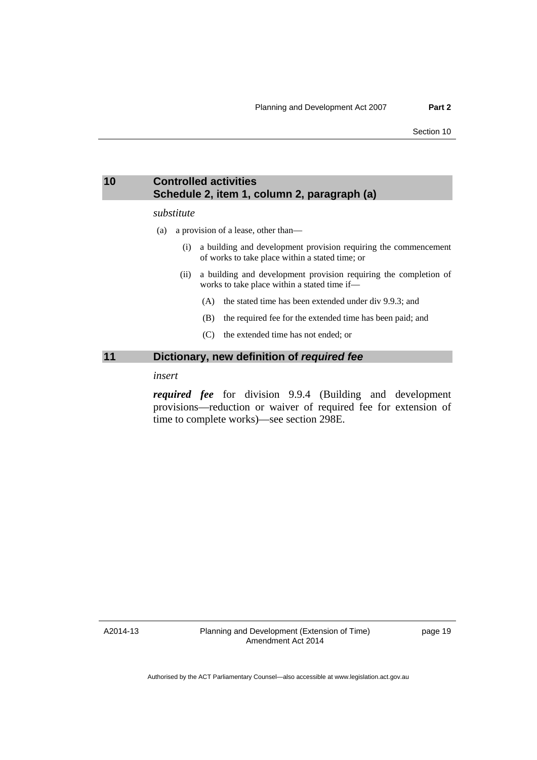## 10 Controlled activities
## Schedule 2, item 1, column 2, paragraph (a)

*substitute*

(a) a provision of a lease, other than—

(i) a building and development provision requiring the commencement of works to take place within a stated time; or

(ii) a building and development provision requiring the completion of works to take place within a stated time if—

(A) the stated time has been extended under div 9.9.3; and

(B) the required fee for the extended time has been paid; and

(C) the extended time has not ended; or

## 11 Dictionary, new definition of *required fee*

*insert*

***required fee*** for division 9.9.4 (Building and development provisions—reduction or waiver of required fee for extension of time to complete works)—see section 298E.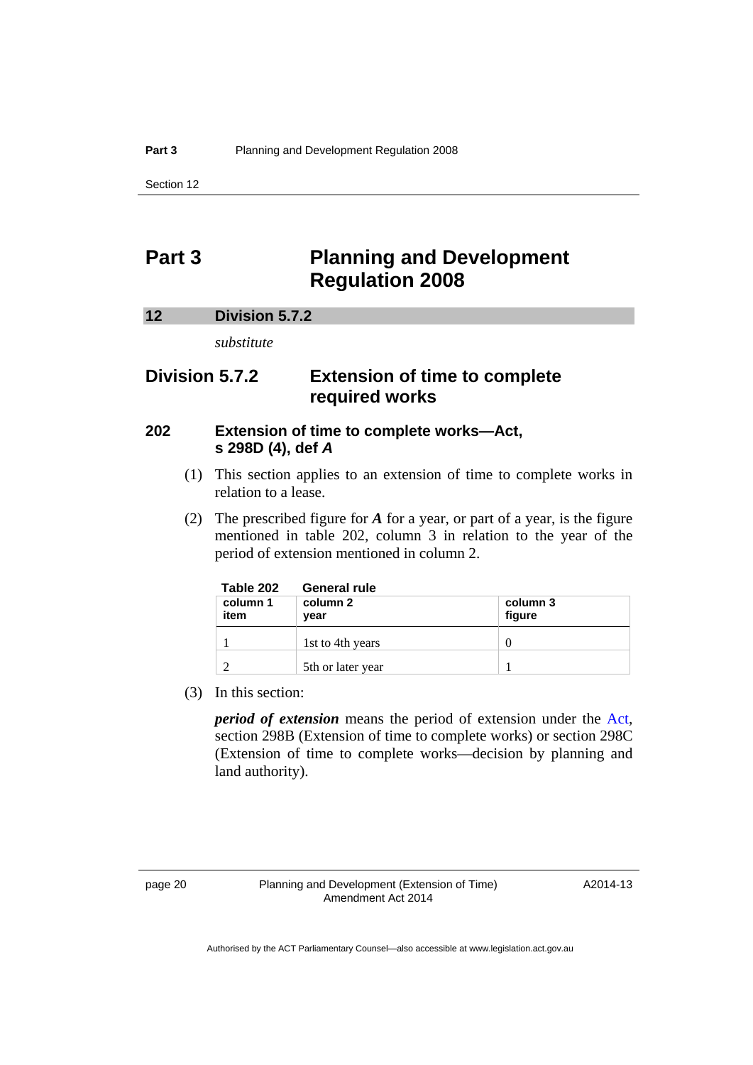# Part 3 Planning and Development Regulation 2008

## 12 Division 5.7.2

*substitute*

## Division 5.7.2 Extension of time to complete required works

### 202 Extension of time to complete works—Act, s 298D (4), def *A*

(1) This section applies to an extension of time to complete works in relation to a lease.

(2) The prescribed figure for ***A*** for a year, or part of a year, is the figure mentioned in table 202, column 3 in relation to the year of the period of extension mentioned in column 2.

**Table 202 General rule**

| column 1<br>item | column 2<br>year | column 3<br>figure |
|---|---|---|
| 1 | 1st to 4th years | 0 |
| 2 | 5th or later year | 1 |

(3) In this section:

***period of extension*** means the period of extension under the Act, section 298B (Extension of time to complete works) or section 298C (Extension of time to complete works—decision by planning and land authority).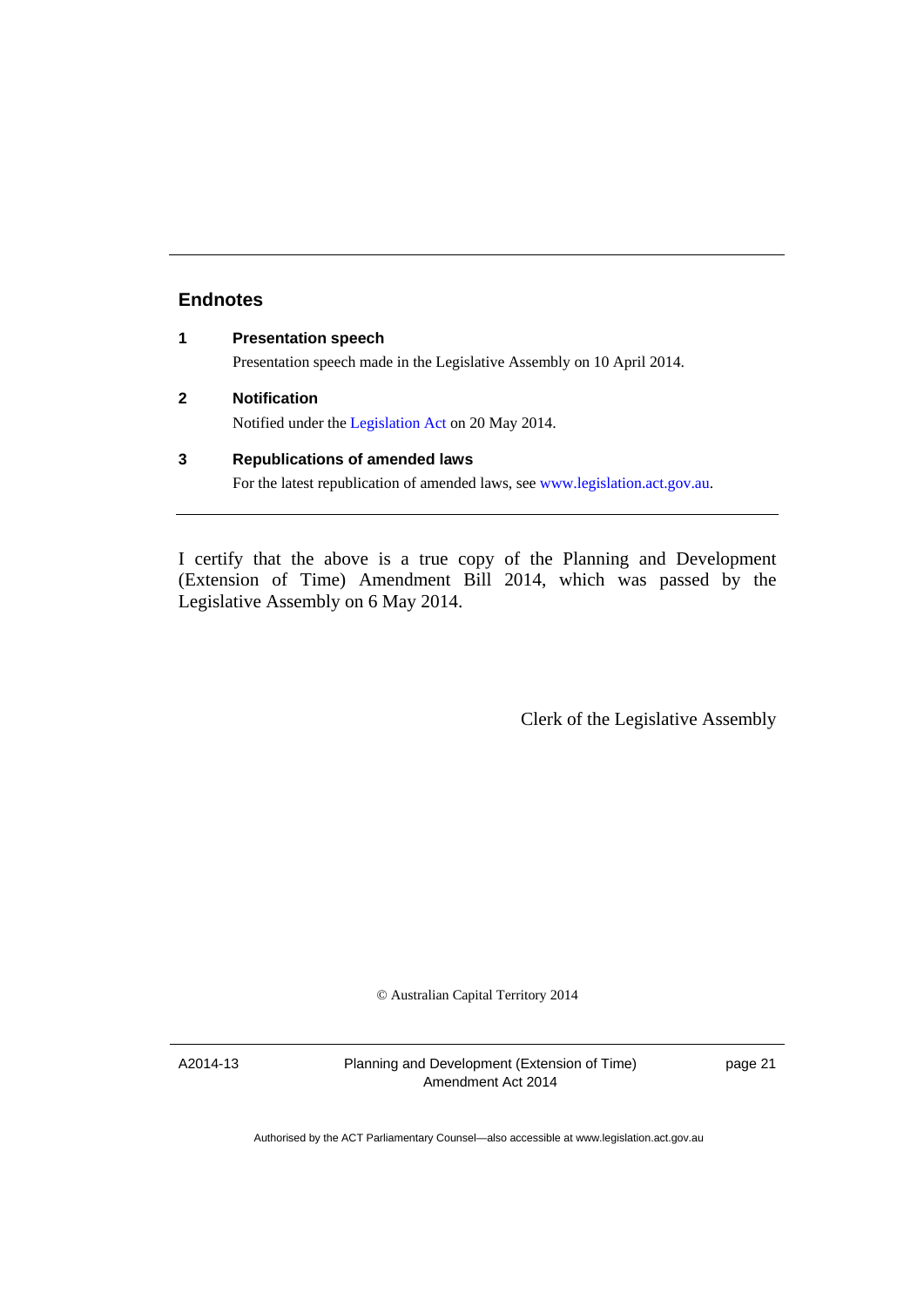## Endnotes

### 1 Presentation speech

Presentation speech made in the Legislative Assembly on 10 April 2014.

### 2 Notification

Notified under the Legislation Act on 20 May 2014.

### 3 Republications of amended laws

For the latest republication of amended laws, see www.legislation.act.gov.au.

---

I certify that the above is a true copy of the Planning and Development (Extension of Time) Amendment Bill 2014, which was passed by the Legislative Assembly on 6 May 2014.

Clerk of the Legislative Assembly

© Australian Capital Territory 2014